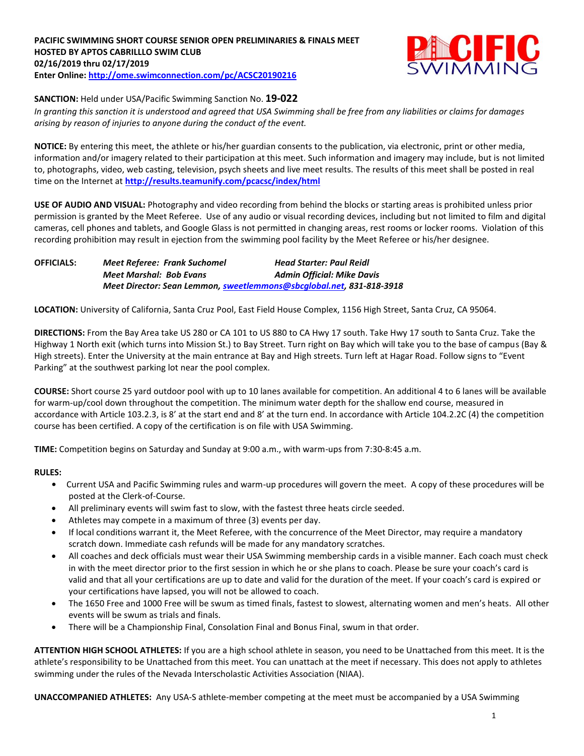**PACIFIC SWIMMING SHORT COURSE SENIOR OPEN PRELIMINARIES & FINALS MEET**
**HOSTED BY APTOS CABRILLLO SWIM CLUB**
**02/16/2019 thru 02/17/2019**
**Enter Online: http://ome.swimconnection.com/pc/ACSC20190216**

**SANCTION:** Held under USA/Pacific Swimming Sanction No. **19-022**
*In granting this sanction it is understood and agreed that USA Swimming shall be free from any liabilities or claims for damages arising by reason of injuries to anyone during the conduct of the event.*

**NOTICE:** By entering this meet, the athlete or his/her guardian consents to the publication, via electronic, print or other media, information and/or imagery related to their participation at this meet. Such information and imagery may include, but is not limited to, photographs, video, web casting, television, psych sheets and live meet results. The results of this meet shall be posted in real time on the Internet at **http://results.teamunify.com/pcacsc/index/html**

**USE OF AUDIO AND VISUAL:** Photography and video recording from behind the blocks or starting areas is prohibited unless prior permission is granted by the Meet Referee. Use of any audio or visual recording devices, including but not limited to film and digital cameras, cell phones and tablets, and Google Glass is not permitted in changing areas, rest rooms or locker rooms. Violation of this recording prohibition may result in ejection from the swimming pool facility by the Meet Referee or his/her designee.

**OFFICIALS:** ***Meet Referee: Frank Suchomel*** ***Head Starter: Paul Reidl***
***Meet Marshal: Bob Evans*** ***Admin Official: Mike Davis***
***Meet Director: Sean Lemmon, sweetlemmons@sbcglobal.net, 831-818-3918***

**LOCATION:** University of California, Santa Cruz Pool, East Field House Complex, 1156 High Street, Santa Cruz, CA 95064.

**DIRECTIONS:** From the Bay Area take US 280 or CA 101 to US 880 to CA Hwy 17 south. Take Hwy 17 south to Santa Cruz. Take the Highway 1 North exit (which turns into Mission St.) to Bay Street. Turn right on Bay which will take you to the base of campus (Bay & High streets). Enter the University at the main entrance at Bay and High streets. Turn left at Hagar Road. Follow signs to "Event Parking" at the southwest parking lot near the pool complex.

**COURSE:** Short course 25 yard outdoor pool with up to 10 lanes available for competition. An additional 4 to 6 lanes will be available for warm-up/cool down throughout the competition. The minimum water depth for the shallow end course, measured in accordance with Article 103.2.3, is 8' at the start end and 8' at the turn end. In accordance with Article 104.2.2C (4) the competition course has been certified. A copy of the certification is on file with USA Swimming.

**TIME:** Competition begins on Saturday and Sunday at 9:00 a.m., with warm-ups from 7:30-8:45 a.m.

**RULES:**

- Current USA and Pacific Swimming rules and warm-up procedures will govern the meet. A copy of these procedures will be posted at the Clerk-of-Course.
- All preliminary events will swim fast to slow, with the fastest three heats circle seeded.
- Athletes may compete in a maximum of three (3) events per day.
- If local conditions warrant it, the Meet Referee, with the concurrence of the Meet Director, may require a mandatory scratch down. Immediate cash refunds will be made for any mandatory scratches.
- All coaches and deck officials must wear their USA Swimming membership cards in a visible manner. Each coach must check in with the meet director prior to the first session in which he or she plans to coach. Please be sure your coach's card is valid and that all your certifications are up to date and valid for the duration of the meet. If your coach's card is expired or your certifications have lapsed, you will not be allowed to coach.
- The 1650 Free and 1000 Free will be swum as timed finals, fastest to slowest, alternating women and men's heats. All other events will be swum as trials and finals.
- There will be a Championship Final, Consolation Final and Bonus Final, swum in that order.

**ATTENTION HIGH SCHOOL ATHLETES:** If you are a high school athlete in season, you need to be Unattached from this meet. It is the athlete's responsibility to be Unattached from this meet. You can unattach at the meet if necessary. This does not apply to athletes swimming under the rules of the Nevada Interscholastic Activities Association (NIAA).

**UNACCOMPANIED ATHLETES:** Any USA-S athlete-member competing at the meet must be accompanied by a USA Swimming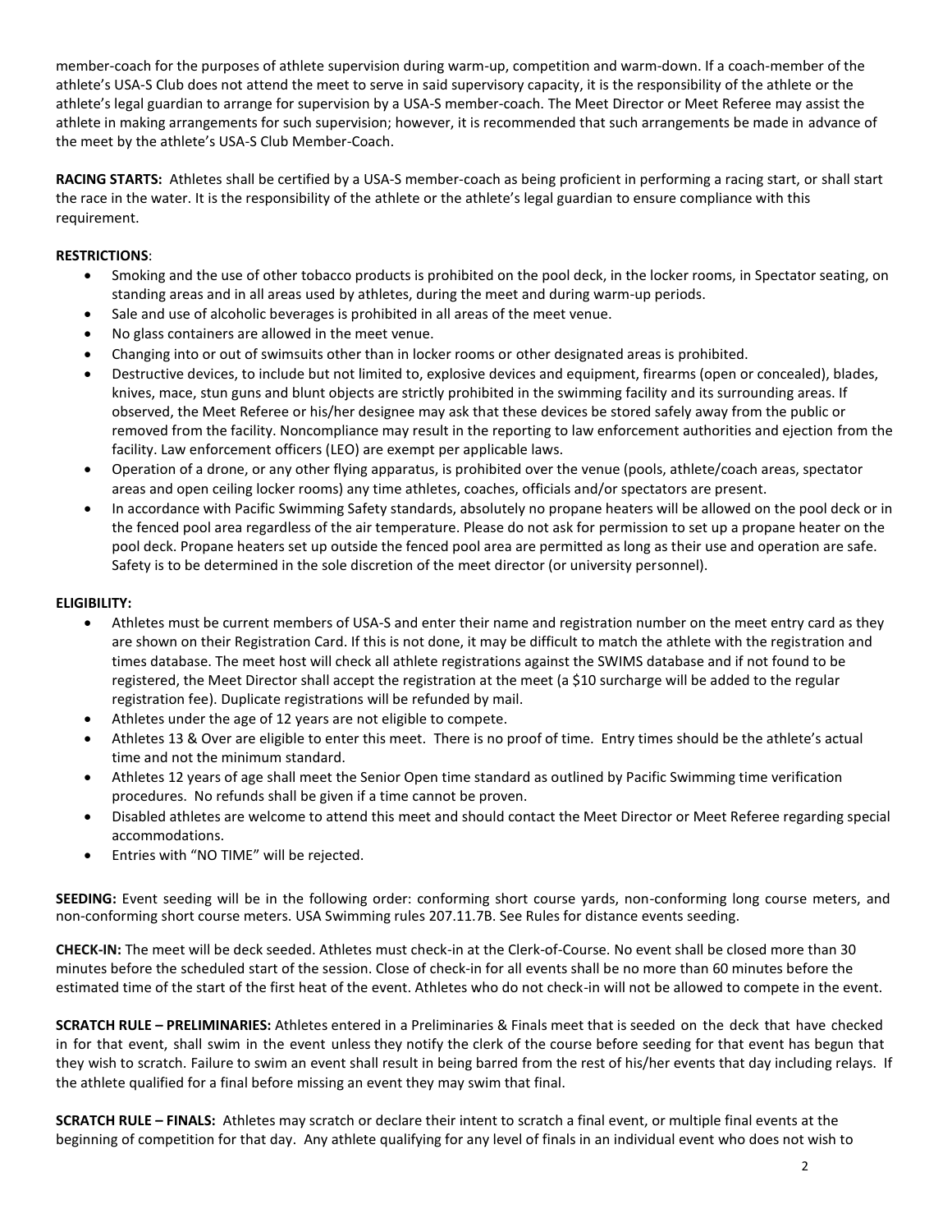member-coach for the purposes of athlete supervision during warm-up, competition and warm-down. If a coach-member of the athlete's USA-S Club does not attend the meet to serve in said supervisory capacity, it is the responsibility of the athlete or the athlete's legal guardian to arrange for supervision by a USA-S member-coach. The Meet Director or Meet Referee may assist the athlete in making arrangements for such supervision; however, it is recommended that such arrangements be made in advance of the meet by the athlete's USA-S Club Member-Coach.

**RACING STARTS:** Athletes shall be certified by a USA-S member-coach as being proficient in performing a racing start, or shall start the race in the water. It is the responsibility of the athlete or the athlete's legal guardian to ensure compliance with this requirement.

**RESTRICTIONS**:

- Smoking and the use of other tobacco products is prohibited on the pool deck, in the locker rooms, in Spectator seating, on standing areas and in all areas used by athletes, during the meet and during warm-up periods.
- Sale and use of alcoholic beverages is prohibited in all areas of the meet venue.
- No glass containers are allowed in the meet venue.
- Changing into or out of swimsuits other than in locker rooms or other designated areas is prohibited.
- Destructive devices, to include but not limited to, explosive devices and equipment, firearms (open or concealed), blades, knives, mace, stun guns and blunt objects are strictly prohibited in the swimming facility and its surrounding areas. If observed, the Meet Referee or his/her designee may ask that these devices be stored safely away from the public or removed from the facility. Noncompliance may result in the reporting to law enforcement authorities and ejection from the facility. Law enforcement officers (LEO) are exempt per applicable laws.
- Operation of a drone, or any other flying apparatus, is prohibited over the venue (pools, athlete/coach areas, spectator areas and open ceiling locker rooms) any time athletes, coaches, officials and/or spectators are present.
- In accordance with Pacific Swimming Safety standards, absolutely no propane heaters will be allowed on the pool deck or in the fenced pool area regardless of the air temperature. Please do not ask for permission to set up a propane heater on the pool deck. Propane heaters set up outside the fenced pool area are permitted as long as their use and operation are safe. Safety is to be determined in the sole discretion of the meet director (or university personnel).

**ELIGIBILITY:**

- Athletes must be current members of USA-S and enter their name and registration number on the meet entry card as they are shown on their Registration Card. If this is not done, it may be difficult to match the athlete with the registration and times database. The meet host will check all athlete registrations against the SWIMS database and if not found to be registered, the Meet Director shall accept the registration at the meet (a $10 surcharge will be added to the regular registration fee). Duplicate registrations will be refunded by mail.
- Athletes under the age of 12 years are not eligible to compete.
- Athletes 13 & Over are eligible to enter this meet. There is no proof of time. Entry times should be the athlete's actual time and not the minimum standard.
- Athletes 12 years of age shall meet the Senior Open time standard as outlined by Pacific Swimming time verification procedures. No refunds shall be given if a time cannot be proven.
- Disabled athletes are welcome to attend this meet and should contact the Meet Director or Meet Referee regarding special accommodations.
- Entries with "NO TIME" will be rejected.

**SEEDING:** Event seeding will be in the following order: conforming short course yards, non-conforming long course meters, and non-conforming short course meters. USA Swimming rules 207.11.7B. See Rules for distance events seeding.

**CHECK-IN:** The meet will be deck seeded. Athletes must check-in at the Clerk-of-Course. No event shall be closed more than 30 minutes before the scheduled start of the session. Close of check-in for all events shall be no more than 60 minutes before the estimated time of the start of the first heat of the event. Athletes who do not check-in will not be allowed to compete in the event.

**SCRATCH RULE – PRELIMINARIES:** Athletes entered in a Preliminaries & Finals meet that is seeded on the deck that have checked in for that event, shall swim in the event unless they notify the clerk of the course before seeding for that event has begun that they wish to scratch. Failure to swim an event shall result in being barred from the rest of his/her events that day including relays. If the athlete qualified for a final before missing an event they may swim that final.

**SCRATCH RULE – FINALS:** Athletes may scratch or declare their intent to scratch a final event, or multiple final events at the beginning of competition for that day. Any athlete qualifying for any level of finals in an individual event who does not wish to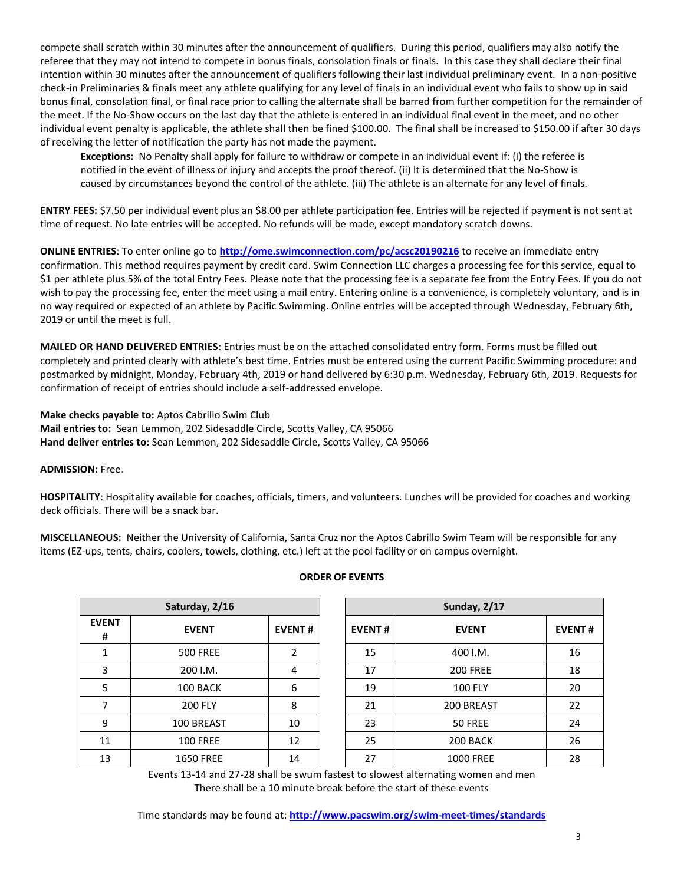compete shall scratch within 30 minutes after the announcement of qualifiers. During this period, qualifiers may also notify the referee that they may not intend to compete in bonus finals, consolation finals or finals. In this case they shall declare their final intention within 30 minutes after the announcement of qualifiers following their last individual preliminary event. In a non-positive check-in Preliminaries & finals meet any athlete qualifying for any level of finals in an individual event who fails to show up in said bonus final, consolation final, or final race prior to calling the alternate shall be barred from further competition for the remainder of the meet. If the No-Show occurs on the last day that the athlete is entered in an individual final event in the meet, and no other individual event penalty is applicable, the athlete shall then be fined $100.00. The final shall be increased to $150.00 if after 30 days of receiving the letter of notification the party has not made the payment.

**Exceptions:** No Penalty shall apply for failure to withdraw or compete in an individual event if: (i) the referee is notified in the event of illness or injury and accepts the proof thereof. (ii) It is determined that the No-Show is caused by circumstances beyond the control of the athlete. (iii) The athlete is an alternate for any level of finals.

**ENTRY FEES:** $7.50 per individual event plus an $8.00 per athlete participation fee. Entries will be rejected if payment is not sent at time of request. No late entries will be accepted. No refunds will be made, except mandatory scratch downs.

**ONLINE ENTRIES**: To enter online go to **http://ome.swimconnection.com/pc/acsc20190216** to receive an immediate entry confirmation. This method requires payment by credit card. Swim Connection LLC charges a processing fee for this service, equal to $1 per athlete plus 5% of the total Entry Fees. Please note that the processing fee is a separate fee from the Entry Fees. If you do not wish to pay the processing fee, enter the meet using a mail entry. Entering online is a convenience, is completely voluntary, and is in no way required or expected of an athlete by Pacific Swimming. Online entries will be accepted through Wednesday, February 6th, 2019 or until the meet is full.

**MAILED OR HAND DELIVERED ENTRIES**: Entries must be on the attached consolidated entry form. Forms must be filled out completely and printed clearly with athlete's best time. Entries must be entered using the current Pacific Swimming procedure: and postmarked by midnight, Monday, February 4th, 2019 or hand delivered by 6:30 p.m. Wednesday, February 6th, 2019. Requests for confirmation of receipt of entries should include a self-addressed envelope.

**Make checks payable to:** Aptos Cabrillo Swim Club
**Mail entries to:** Sean Lemmon, 202 Sidesaddle Circle, Scotts Valley, CA 95066
**Hand deliver entries to:** Sean Lemmon, 202 Sidesaddle Circle, Scotts Valley, CA 95066

**ADMISSION:** Free.

**HOSPITALITY**: Hospitality available for coaches, officials, timers, and volunteers. Lunches will be provided for coaches and working deck officials. There will be a snack bar.

**MISCELLANEOUS:** Neither the University of California, Santa Cruz nor the Aptos Cabrillo Swim Team will be responsible for any items (EZ-ups, tents, chairs, coolers, towels, clothing, etc.) left at the pool facility or on campus overnight.

**ORDER OF EVENTS**

| Saturday, 2/16 | | |
|---|---|---|
| **EVENT #** | **EVENT** | **EVENT #** |
| 1 | 500 FREE | 2 |
| 3 | 200 I.M. | 4 |
| 5 | 100 BACK | 6 |
| 7 | 200 FLY | 8 |
| 9 | 100 BREAST | 10 |
| 11 | 100 FREE | 12 |
| 13 | 1650 FREE | 14 |

| Sunday, 2/17 | | |
|---|---|---|
| **EVENT #** | **EVENT** | **EVENT #** |
| 15 | 400 I.M. | 16 |
| 17 | 200 FREE | 18 |
| 19 | 100 FLY | 20 |
| 21 | 200 BREAST | 22 |
| 23 | 50 FREE | 24 |
| 25 | 200 BACK | 26 |
| 27 | 1000 FREE | 28 |

Events 13-14 and 27-28 shall be swum fastest to slowest alternating women and men
There shall be a 10 minute break before the start of these events

Time standards may be found at: **http://www.pacswim.org/swim-meet-times/standards**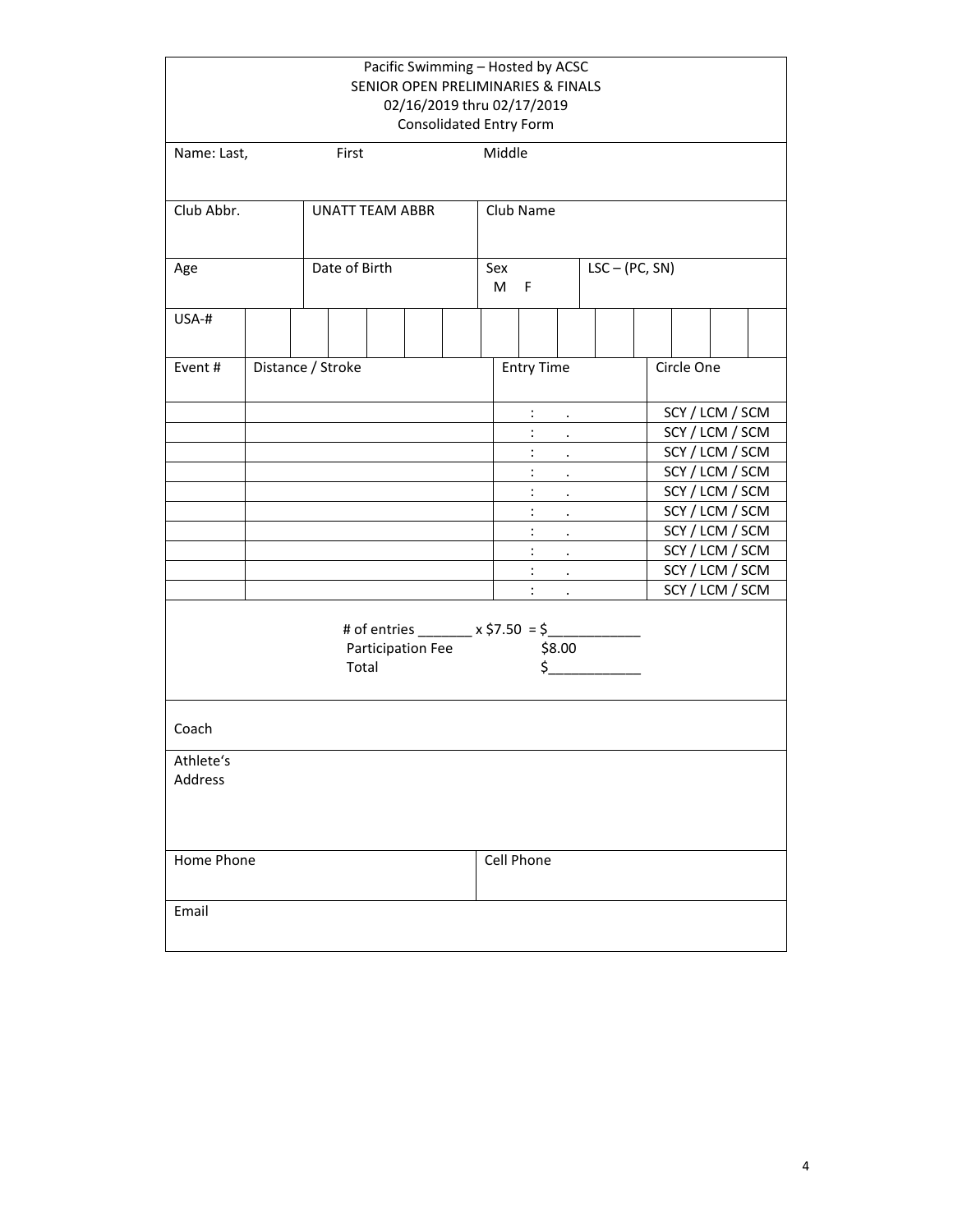Pacific Swimming – Hosted by ACSC
SENIOR OPEN PRELIMINARIES & FINALS
02/16/2019 thru 02/17/2019
Consolidated Entry Form

| Name: Last, | First | Middle |
|---|---|---|
| | | |

| Club Abbr. | UNATT TEAM ABBR | Club Name |
|---|---|---|
| | | |

| Age | Date of Birth | Sex<br>M F | LSC – (PC, SN) |
|---|---|---|---|
| | | | |

| USA-# | | | | | | | | | | | | | | |
|---|---|---|---|---|---|---|---|---|---|---|---|---|---|---|

| Event # | Distance / Stroke | Entry Time | Circle One |
|---|---|---|---|
| | | : . | SCY / LCM / SCM |
| | | : . | SCY / LCM / SCM |
| | | : . | SCY / LCM / SCM |
| | | : . | SCY / LCM / SCM |
| | | : . | SCY / LCM / SCM |
| | | : . | SCY / LCM / SCM |
| | | : . | SCY / LCM / SCM |
| | | : . | SCY / LCM / SCM |
| | | : . | SCY / LCM / SCM |
| | | : . | SCY / LCM / SCM |

# of entries _______ x $7.50 = $____________
Participation Fee $8.00
Total $____________

Coach

Athlete's Address

| Home Phone | Cell Phone |
|---|---|
| | |

Email